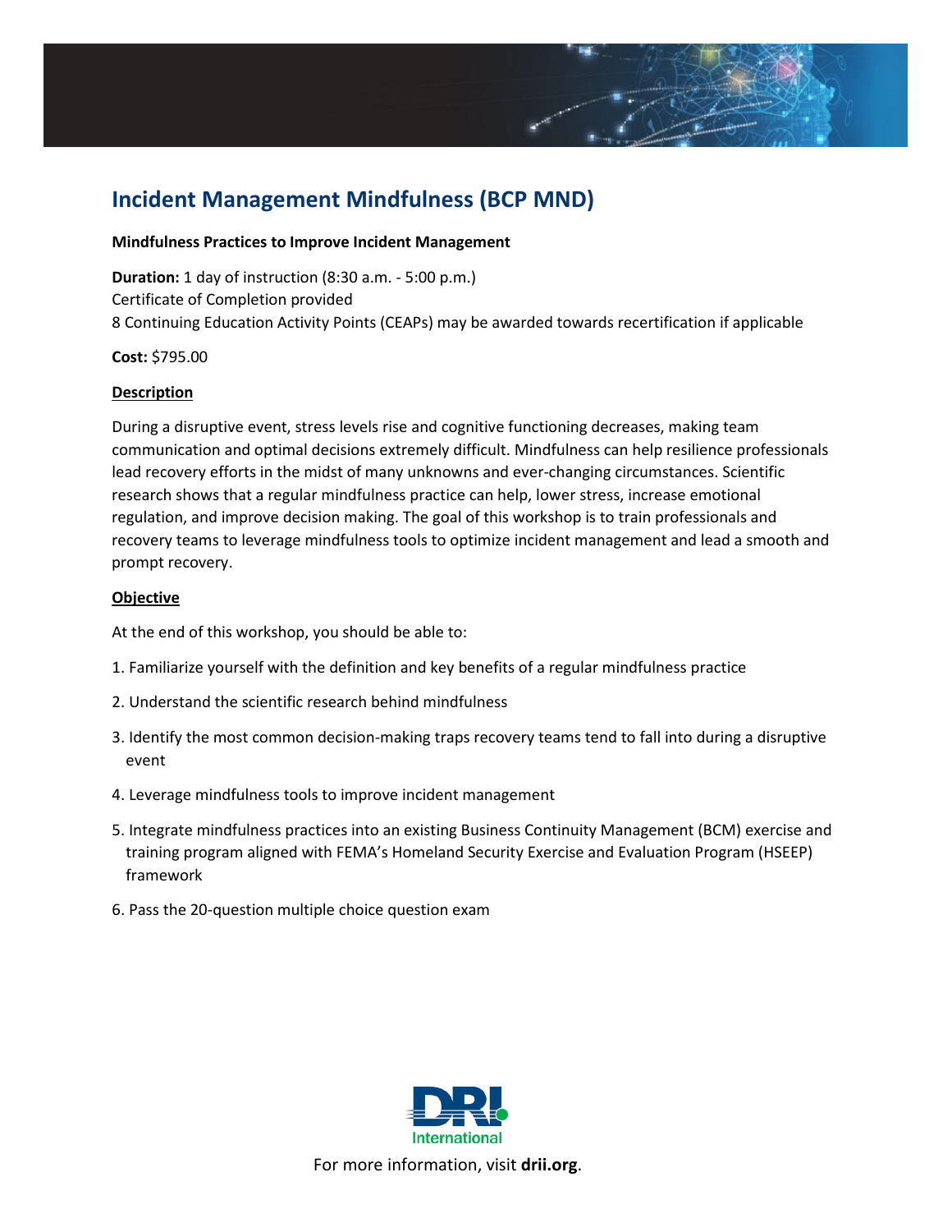# Incident Management Mindfulness (BCP MND)

**Mindfulness Practices to Improve Incident Management**

**Duration:** 1 day of instruction (8:30 a.m. - 5:00 p.m.)
Certificate of Completion provided
8 Continuing Education Activity Points (CEAPs) may be awarded towards recertification if applicable

**Cost:** $795.00

## Description

During a disruptive event, stress levels rise and cognitive functioning decreases, making team communication and optimal decisions extremely difficult. Mindfulness can help resilience professionals lead recovery efforts in the midst of many unknowns and ever-changing circumstances. Scientific research shows that a regular mindfulness practice can help, lower stress, increase emotional regulation, and improve decision making. The goal of this workshop is to train professionals and recovery teams to leverage mindfulness tools to optimize incident management and lead a smooth and prompt recovery.

## Objective

At the end of this workshop, you should be able to:

1. Familiarize yourself with the definition and key benefits of a regular mindfulness practice
2. Understand the scientific research behind mindfulness
3. Identify the most common decision-making traps recovery teams tend to fall into during a disruptive event
4. Leverage mindfulness tools to improve incident management
5. Integrate mindfulness practices into an existing Business Continuity Management (BCM) exercise and training program aligned with FEMA's Homeland Security Exercise and Evaluation Program (HSEEP) framework
6. Pass the 20-question multiple choice question exam

DRI International

For more information, visit **drii.org**.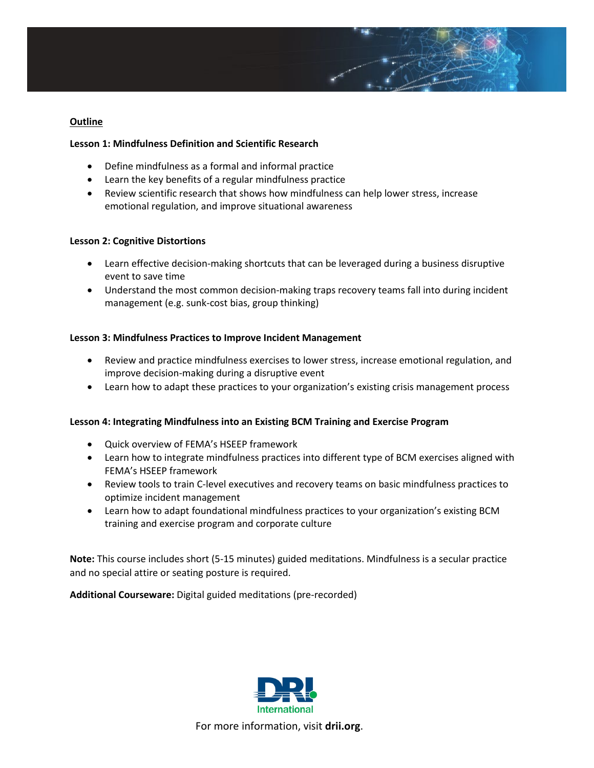**Outline**

**Lesson 1: Mindfulness Definition and Scientific Research**

- Define mindfulness as a formal and informal practice
- Learn the key benefits of a regular mindfulness practice
- Review scientific research that shows how mindfulness can help lower stress, increase emotional regulation, and improve situational awareness

**Lesson 2: Cognitive Distortions**

- Learn effective decision-making shortcuts that can be leveraged during a business disruptive event to save time
- Understand the most common decision-making traps recovery teams fall into during incident management (e.g. sunk-cost bias, group thinking)

**Lesson 3: Mindfulness Practices to Improve Incident Management**

- Review and practice mindfulness exercises to lower stress, increase emotional regulation, and improve decision-making during a disruptive event
- Learn how to adapt these practices to your organization's existing crisis management process

**Lesson 4: Integrating Mindfulness into an Existing BCM Training and Exercise Program**

- Quick overview of FEMA's HSEEP framework
- Learn how to integrate mindfulness practices into different type of BCM exercises aligned with FEMA's HSEEP framework
- Review tools to train C-level executives and recovery teams on basic mindfulness practices to optimize incident management
- Learn how to adapt foundational mindfulness practices to your organization's existing BCM training and exercise program and corporate culture

**Note:** This course includes short (5-15 minutes) guided meditations. Mindfulness is a secular practice and no special attire or seating posture is required.

**Additional Courseware:** Digital guided meditations (pre-recorded)

DRI International

For more information, visit **drii.org**.